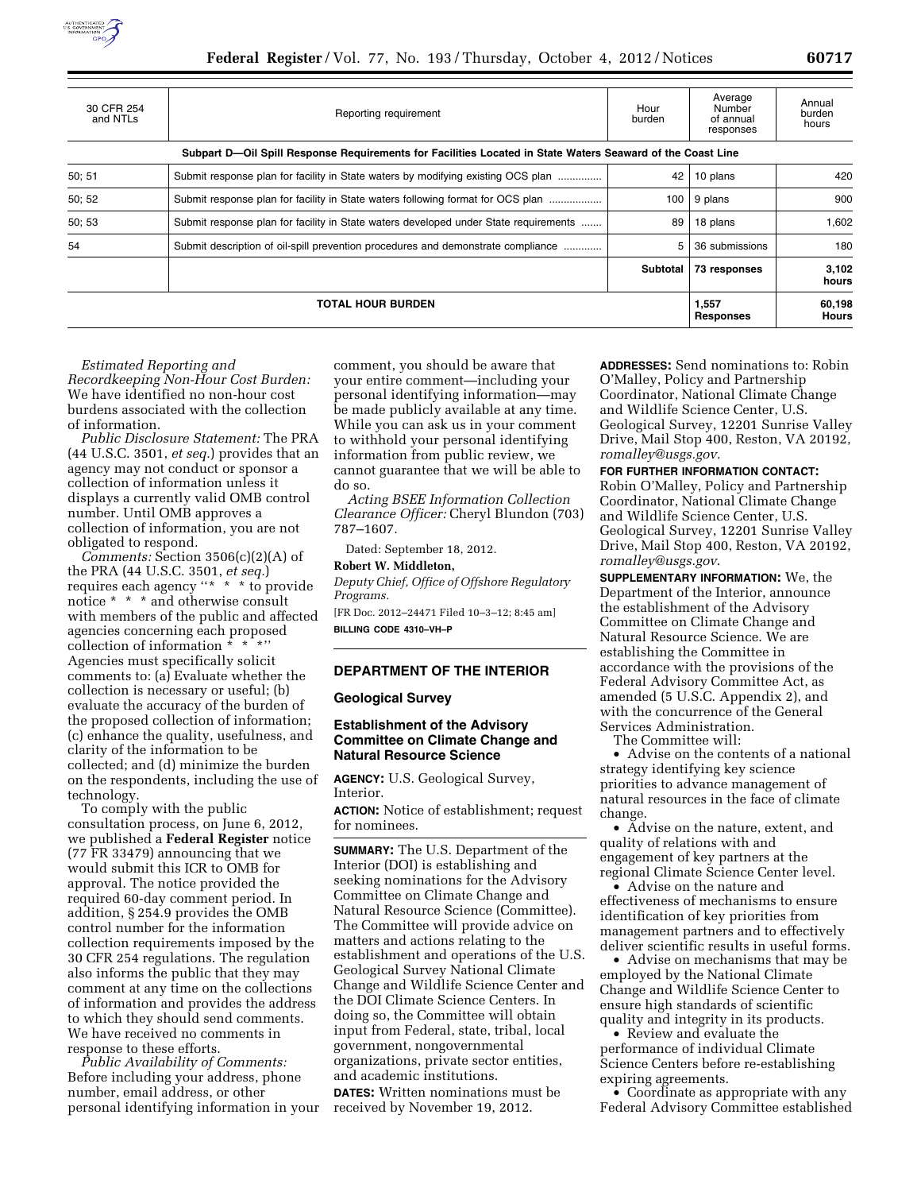| 30 CFR 254 and NTLs | Reporting requirement | Hour burden | Average Number of annual responses | Annual burden hours |
|---|---|---|---|---|
| Subpart D—Oil Spill Response Requirements for Facilities Located in State Waters Seaward of the Coast Line | | | | |
| 50; 51 | Submit response plan for facility in State waters by modifying existing OCS plan | 42 | 10 plans | 420 |
| 50; 52 | Submit response plan for facility in State waters following format for OCS plan | 100 | 9 plans | 900 |
| 50; 53 | Submit response plan for facility in State waters developed under State requirements | 89 | 18 plans | 1,602 |
| 54 | Submit description of oil-spill prevention procedures and demonstrate compliance | 5 | 36 submissions | 180 |
| | | **Subtotal** | **73 responses** | **3,102 hours** |
| **TOTAL HOUR BURDEN** | | | **1,557 Responses** | **60,198 Hours** |

*Estimated Reporting and Recordkeeping Non-Hour Cost Burden:* We have identified no non-hour cost burdens associated with the collection of information.

*Public Disclosure Statement:* The PRA (44 U.S.C. 3501, *et seq.*) provides that an agency may not conduct or sponsor a collection of information unless it displays a currently valid OMB control number. Until OMB approves a collection of information, you are not obligated to respond.

*Comments:* Section 3506(c)(2)(A) of the PRA (44 U.S.C. 3501, *et seq.*) requires each agency "* * * to provide notice * * * and otherwise consult with members of the public and affected agencies concerning each proposed collection of information * * *" Agencies must specifically solicit comments to: (a) Evaluate whether the collection is necessary or useful; (b) evaluate the accuracy of the burden of the proposed collection of information; (c) enhance the quality, usefulness, and clarity of the information to be collected; and (d) minimize the burden on the respondents, including the use of technology.

To comply with the public consultation process, on June 6, 2012, we published a **Federal Register** notice (77 FR 33479) announcing that we would submit this ICR to OMB for approval. The notice provided the required 60-day comment period. In addition, § 254.9 provides the OMB control number for the information collection requirements imposed by the 30 CFR 254 regulations. The regulation also informs the public that they may comment at any time on the collections of information and provides the address to which they should send comments. We have received no comments in response to these efforts.

*Public Availability of Comments:* Before including your address, phone number, email address, or other personal identifying information in your comment, you should be aware that your entire comment—including your personal identifying information—may be made publicly available at any time. While you can ask us in your comment to withhold your personal identifying information from public review, we cannot guarantee that we will be able to do so.

*Acting BSEE Information Collection Clearance Officer:* Cheryl Blundon (703) 787–1607.

Dated: September 18, 2012.

**Robert W. Middleton,**

*Deputy Chief, Office of Offshore Regulatory Programs.*

[FR Doc. 2012–24471 Filed 10–3–12; 8:45 am]

**BILLING CODE 4310–VH–P**

## DEPARTMENT OF THE INTERIOR

### Geological Survey

### Establishment of the Advisory Committee on Climate Change and Natural Resource Science

**AGENCY:** U.S. Geological Survey, Interior.

**ACTION:** Notice of establishment; request for nominees.

**SUMMARY:** The U.S. Department of the Interior (DOI) is establishing and seeking nominations for the Advisory Committee on Climate Change and Natural Resource Science (Committee). The Committee will provide advice on matters and actions relating to the establishment and operations of the U.S. Geological Survey National Climate Change and Wildlife Science Center and the DOI Climate Science Centers. In doing so, the Committee will obtain input from Federal, state, tribal, local government, nongovernmental organizations, private sector entities, and academic institutions.

**DATES:** Written nominations must be received by November 19, 2012.

**ADDRESSES:** Send nominations to: Robin O'Malley, Policy and Partnership Coordinator, National Climate Change and Wildlife Science Center, U.S. Geological Survey, 12201 Sunrise Valley Drive, Mail Stop 400, Reston, VA 20192, *romalley@usgs.gov.*

**FOR FURTHER INFORMATION CONTACT:** Robin O'Malley, Policy and Partnership Coordinator, National Climate Change and Wildlife Science Center, U.S. Geological Survey, 12201 Sunrise Valley Drive, Mail Stop 400, Reston, VA 20192, *romalley@usgs.gov.*

**SUPPLEMENTARY INFORMATION:** We, the Department of the Interior, announce the establishment of the Advisory Committee on Climate Change and Natural Resource Science. We are establishing the Committee in accordance with the provisions of the Federal Advisory Committee Act, as amended (5 U.S.C. Appendix 2), and with the concurrence of the General Services Administration.

The Committee will:

- Advise on the contents of a national strategy identifying key science priorities to advance management of natural resources in the face of climate change.
- Advise on the nature, extent, and quality of relations with and engagement of key partners at the regional Climate Science Center level.
- Advise on the nature and effectiveness of mechanisms to ensure identification of key priorities from management partners and to effectively deliver scientific results in useful forms.
- Advise on mechanisms that may be employed by the National Climate Change and Wildlife Science Center to ensure high standards of scientific quality and integrity in its products.
- Review and evaluate the performance of individual Climate Science Centers before re-establishing expiring agreements.
- Coordinate as appropriate with any Federal Advisory Committee established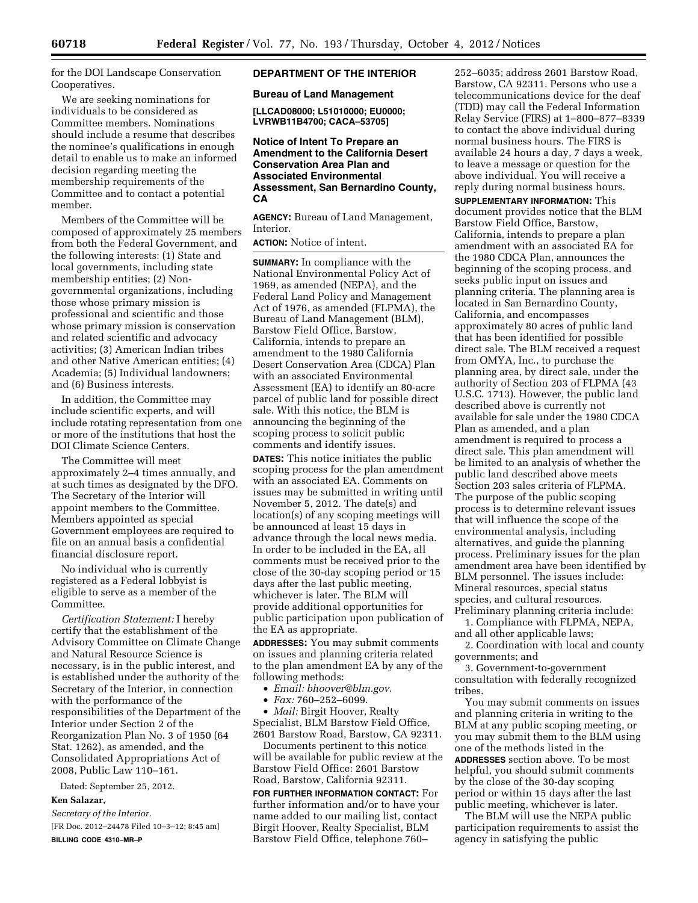for the DOI Landscape Conservation Cooperatives.

We are seeking nominations for individuals to be considered as Committee members. Nominations should include a resume that describes the nominee's qualifications in enough detail to enable us to make an informed decision regarding meeting the membership requirements of the Committee and to contact a potential member.

Members of the Committee will be composed of approximately 25 members from both the Federal Government, and the following interests: (1) State and local governments, including state membership entities; (2) Non-governmental organizations, including those whose primary mission is professional and scientific and those whose primary mission is conservation and related scientific and advocacy activities; (3) American Indian tribes and other Native American entities; (4) Academia; (5) Individual landowners; and (6) Business interests.

In addition, the Committee may include scientific experts, and will include rotating representation from one or more of the institutions that host the DOI Climate Science Centers.

The Committee will meet approximately 2–4 times annually, and at such times as designated by the DFO. The Secretary of the Interior will appoint members to the Committee. Members appointed as special Government employees are required to file on an annual basis a confidential financial disclosure report.

No individual who is currently registered as a Federal lobbyist is eligible to serve as a member of the Committee.

*Certification Statement:* I hereby certify that the establishment of the Advisory Committee on Climate Change and Natural Resource Science is necessary, is in the public interest, and is established under the authority of the Secretary of the Interior, in connection with the performance of the responsibilities of the Department of the Interior under Section 2 of the Reorganization Plan No. 3 of 1950 (64 Stat. 1262), as amended, and the Consolidated Appropriations Act of 2008, Public Law 110–161.

Dated: September 25, 2012.

**Ken Salazar,**

*Secretary of the Interior.*

[FR Doc. 2012–24478 Filed 10–3–12; 8:45 am]

**BILLING CODE 4310–MR–P**

## DEPARTMENT OF THE INTERIOR

### Bureau of Land Management

**[LLCAD08000; L51010000; EU0000; LVRWB11B4700; CACA–53705]**

### Notice of Intent To Prepare an Amendment to the California Desert Conservation Area Plan and Associated Environmental Assessment, San Bernardino County, CA

**AGENCY:** Bureau of Land Management, Interior.

**ACTION:** Notice of intent.

**SUMMARY:** In compliance with the National Environmental Policy Act of 1969, as amended (NEPA), and the Federal Land Policy and Management Act of 1976, as amended (FLPMA), the Bureau of Land Management (BLM), Barstow Field Office, Barstow, California, intends to prepare an amendment to the 1980 California Desert Conservation Area (CDCA) Plan with an associated Environmental Assessment (EA) to identify an 80-acre parcel of public land for possible direct sale. With this notice, the BLM is announcing the beginning of the scoping process to solicit public comments and identify issues.

**DATES:** This notice initiates the public scoping process for the plan amendment with an associated EA. Comments on issues may be submitted in writing until November 5, 2012. The date(s) and location(s) of any scoping meetings will be announced at least 15 days in advance through the local news media. In order to be included in the EA, all comments must be received prior to the close of the 30-day scoping period or 15 days after the last public meeting, whichever is later. The BLM will provide additional opportunities for public participation upon publication of the EA as appropriate.

**ADDRESSES:** You may submit comments on issues and planning criteria related to the plan amendment EA by any of the following methods:

- *Email: bhoover@blm.gov.*
- *Fax:* 760–252–6099.
- *Mail:* Birgit Hoover, Realty Specialist, BLM Barstow Field Office, 2601 Barstow Road, Barstow, CA 92311.

Documents pertinent to this notice will be available for public review at the Barstow Field Office: 2601 Barstow Road, Barstow, California 92311.

**FOR FURTHER INFORMATION CONTACT:** For further information and/or to have your name added to our mailing list, contact Birgit Hoover, Realty Specialist, BLM Barstow Field Office, telephone 760–252–6035; address 2601 Barstow Road, Barstow, CA 92311. Persons who use a telecommunications device for the deaf (TDD) may call the Federal Information Relay Service (FIRS) at 1–800–877–8339 to contact the above individual during normal business hours. The FIRS is available 24 hours a day, 7 days a week, to leave a message or question for the above individual. You will receive a reply during normal business hours.

**SUPPLEMENTARY INFORMATION:** This document provides notice that the BLM Barstow Field Office, Barstow, California, intends to prepare a plan amendment with an associated EA for the 1980 CDCA Plan, announces the beginning of the scoping process, and seeks public input on issues and planning criteria. The planning area is located in San Bernardino County, California, and encompasses approximately 80 acres of public land that has been identified for possible direct sale. The BLM received a request from OMYA, Inc., to purchase the planning area, by direct sale, under the authority of Section 203 of FLPMA (43 U.S.C. 1713). However, the public land described above is currently not available for sale under the 1980 CDCA Plan as amended, and a plan amendment is required to process a direct sale. This plan amendment will be limited to an analysis of whether the public land described above meets Section 203 sales criteria of FLPMA. The purpose of the public scoping process is to determine relevant issues that will influence the scope of the environmental analysis, including alternatives, and guide the planning process. Preliminary issues for the plan amendment area have been identified by BLM personnel. The issues include: Mineral resources, special status species, and cultural resources. Preliminary planning criteria include:

1. Compliance with FLPMA, NEPA, and all other applicable laws;
2. Coordination with local and county governments; and
3. Government-to-government consultation with federally recognized tribes.

You may submit comments on issues and planning criteria in writing to the BLM at any public scoping meeting, or you may submit them to the BLM using one of the methods listed in the **ADDRESSES** section above. To be most helpful, you should submit comments by the close of the 30-day scoping period or within 15 days after the last public meeting, whichever is later.

The BLM will use the NEPA public participation requirements to assist the agency in satisfying the public